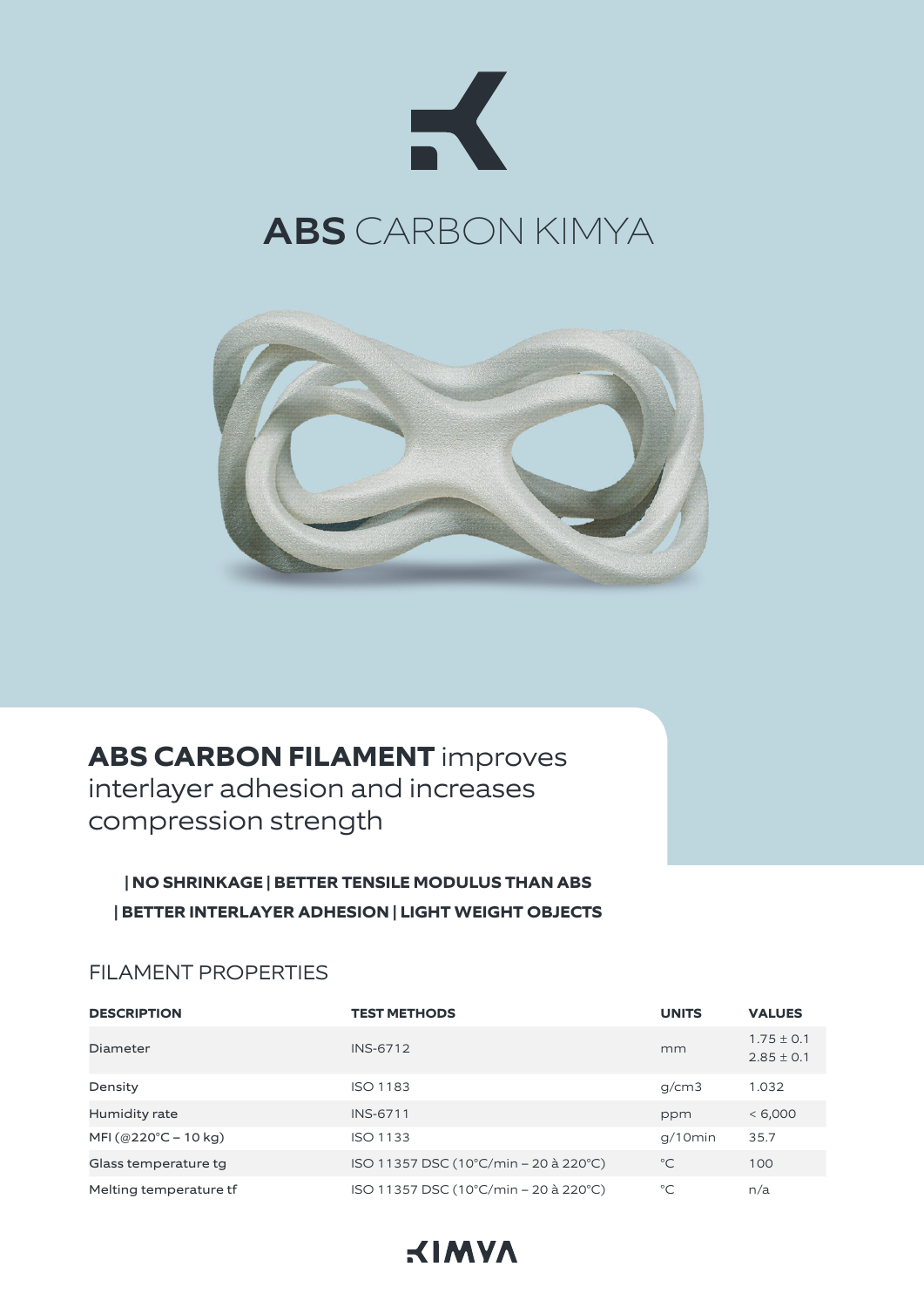# ABS CARBON KIMYA

**ABS CARBON FILAMENT** improves interlayer adhesion and increases compression strength

**| NO SHRINKAGE | BETTER TENSILE MODULUS THAN ABS**
**| BETTER INTERLAYER ADHESION | LIGHT WEIGHT OBJECTS**

## FILAMENT PROPERTIES

| DESCRIPTION | TEST METHODS | UNITS | VALUES |
|---|---|---|---|
| Diameter | INS-6712 | mm | 1.75 ± 0.1<br>2.85 ± 0.1 |
| Density | ISO 1183 | g/cm3 | 1.032 |
| Humidity rate | INS-6711 | ppm | < 6,000 |
| MFI (@220°C – 10 kg) | ISO 1133 | g/10min | 35.7 |
| Glass temperature tg | ISO 11357 DSC (10°C/min – 20 à 220°C) | °C | 100 |
| Melting temperature tf | ISO 11357 DSC (10°C/min – 20 à 220°C) | °C | n/a |

KIMYA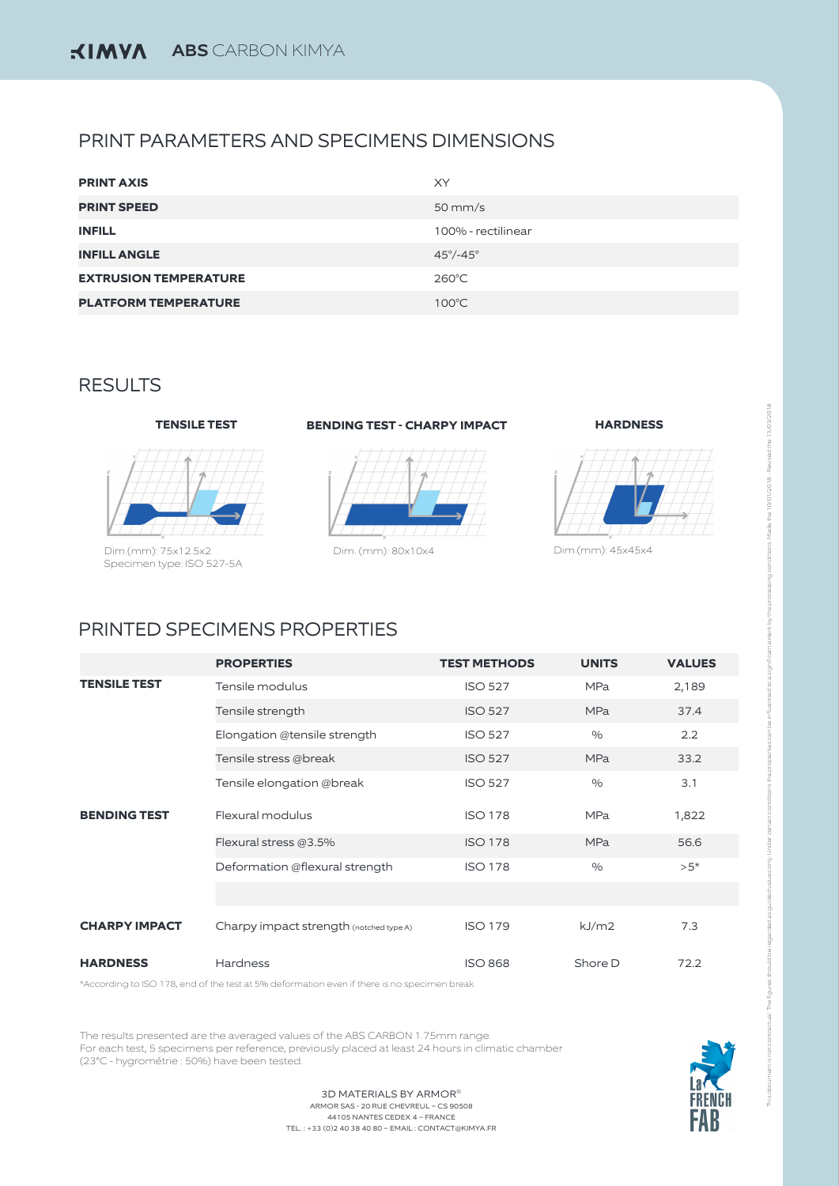KIMYA **ABS** CARBON KIMYA

## PRINT PARAMETERS AND SPECIMENS DIMENSIONS

| | |
|---|---|
| **PRINT AXIS** | XY |
| **PRINT SPEED** | 50 mm/s |
| **INFILL** | 100% - rectilinear |
| **INFILL ANGLE** | 45°/-45° |
| **EXTRUSION TEMPERATURE** | 260°C |
| **PLATFORM TEMPERATURE** | 100°C |

## RESULTS

**TENSILE TEST**

Dim.(mm): 75x12.5x2
Specimen type: ISO 527-5A

**BENDING TEST - CHARPY IMPACT**

Dim. (mm): 80x10x4

**HARDNESS**

Dim.(mm): 45x45x4

## PRINTED SPECIMENS PROPERTIES

| | PROPERTIES | TEST METHODS | UNITS | VALUES |
|---|---|---|---|---|
| **TENSILE TEST** | Tensile modulus | ISO 527 | MPa | 2,189 |
| | Tensile strength | ISO 527 | MPa | 37.4 |
| | Elongation @tensile strength | ISO 527 | % | 2.2 |
| | Tensile stress @break | ISO 527 | MPa | 33.2 |
| | Tensile elongation @break | ISO 527 | % | 3.1 |
| **BENDING TEST** | Flexural modulus | ISO 178 | MPa | 1,822 |
| | Flexural stress @3.5% | ISO 178 | MPa | 56.6 |
| | Deformation @flexural strength | ISO 178 | % | >5* |
| **CHARPY IMPACT** | Charpy impact strength (notched type A) | ISO 179 | kJ/m2 | 7.3 |
| **HARDNESS** | Hardness | ISO 868 | Shore D | 72.2 |

*According to ISO 178, end of the test at 5% deformation even if there is no specimen break

The results presented are the averaged values of the ABS CARBON 1.75mm range.
For each test, 5 specimens per reference, previously placed at least 24 hours in climatic chamber (23°C - hygrométrie : 50%) have been tested.

3D MATERIALS BY ARMOR©
ARMOR SAS - 20 RUE CHEVREUL – CS 90508
44105 NANTES CEDEX 4 – FRANCE
TEL. : +33 (0)2 40 38 40 80 – EMAIL : CONTACT@KIMYA.FR

La FRENCH FAB

This document is not contractual. The figures should be regarded as guide values only. Under certain conditions the properties can be influenced to a significant extent by the processing conditions. Made the 10/01/2018 - Revised the 13/03/2018